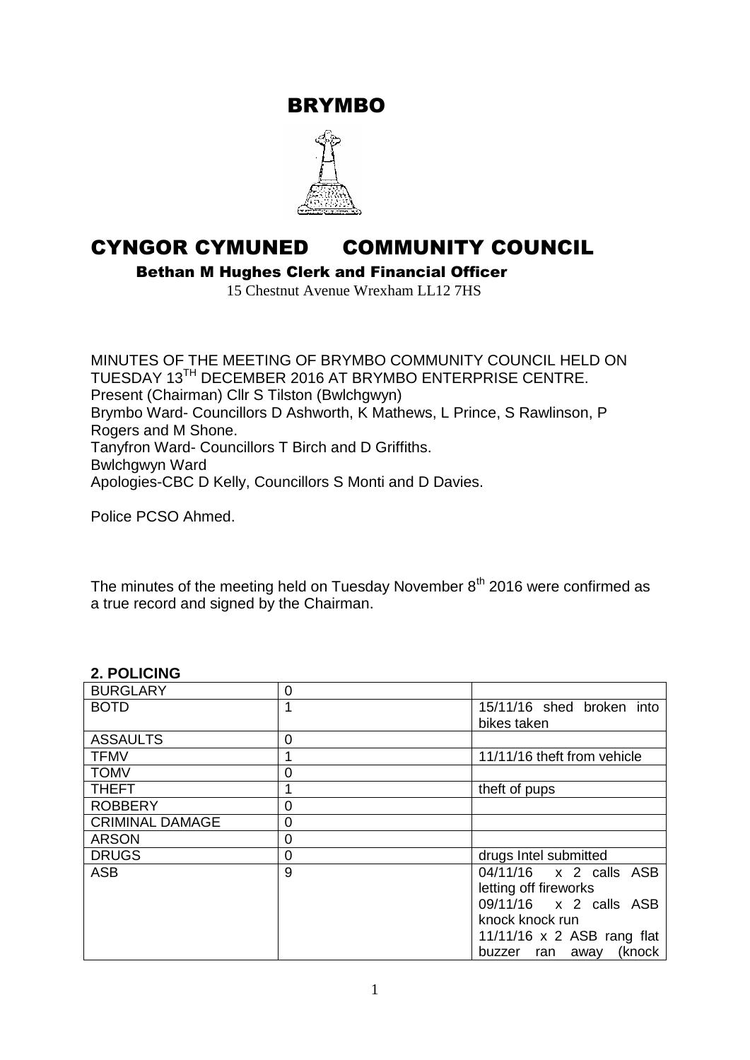# BRYMBO

# CYNGOR CYMUNED COMMUNITY COUNCIL

**Bethan M Hughes Clerk and Financial Officer**

15 Chestnut Avenue Wrexham LL12 7HS

MINUTES OF THE MEETING OF BRYMBO COMMUNITY COUNCIL HELD ON TUESDAY 13[TH] DECEMBER 2016 AT BRYMBO ENTERPRISE CENTRE.
Present (Chairman) Cllr S Tilston (Bwlchgwyn)
Brymbo Ward- Councillors D Ashworth, K Mathews, L Prince, S Rawlinson, P Rogers and M Shone.
Tanyfron Ward- Councillors T Birch and D Griffiths.
Bwlchgwyn Ward
Apologies-CBC D Kelly, Councillors S Monti and D Davies.

Police PCSO Ahmed.

The minutes of the meeting held on Tuesday November 8[th] 2016 were confirmed as a true record and signed by the Chairman.

**2. POLICING**

| BURGLARY | 0 | |
|---|---|---|
| BOTD | 1 | 15/11/16 shed broken into bikes taken |
| ASSAULTS | 0 | |
| TFMV | 1 | 11/11/16 theft from vehicle |
| TOMV | 0 | |
| THEFT | 1 | theft of pups |
| ROBBERY | 0 | |
| CRIMINAL DAMAGE | 0 | |
| ARSON | 0 | |
| DRUGS | 0 | drugs Intel submitted |
| ASB | 9 | 04/11/16 x 2 calls ASB letting off fireworks<br>09/11/16 x 2 calls ASB knock knock run<br>11/11/16 x 2 ASB rang flat buzzer ran away (knock |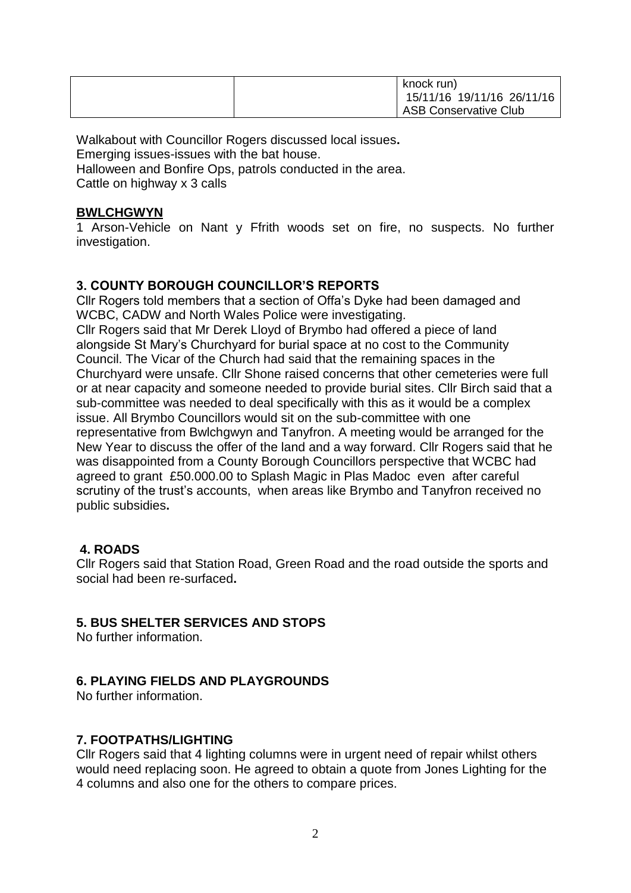|  |  | knock run)<br>15/11/16 19/11/16 26/11/16<br>ASB Conservative Club |
|---|---|---|

Walkabout with Councillor Rogers discussed local issues**.**
Emerging issues-issues with the bat house.
Halloween and Bonfire Ops, patrols conducted in the area.
Cattle on highway x 3 calls

**BWLCHGWYN**

1 Arson-Vehicle on Nant y Ffrith woods set on fire, no suspects. No further investigation.

## 3. COUNTY BOROUGH COUNCILLOR'S REPORTS

Cllr Rogers told members that a section of Offa's Dyke had been damaged and WCBC, CADW and North Wales Police were investigating.
Cllr Rogers said that Mr Derek Lloyd of Brymbo had offered a piece of land alongside St Mary's Churchyard for burial space at no cost to the Community Council. The Vicar of the Church had said that the remaining spaces in the Churchyard were unsafe. Cllr Shone raised concerns that other cemeteries were full or at near capacity and someone needed to provide burial sites. Cllr Birch said that a sub-committee was needed to deal specifically with this as it would be a complex issue. All Brymbo Councillors would sit on the sub-committee with one representative from Bwlchgwyn and Tanyfron. A meeting would be arranged for the New Year to discuss the offer of the land and a way forward. Cllr Rogers said that he was disappointed from a County Borough Councillors perspective that WCBC had agreed to grant £50.000.00 to Splash Magic in Plas Madoc even after careful scrutiny of the trust's accounts, when areas like Brymbo and Tanyfron received no public subsidies**.**

## 4. ROADS

Cllr Rogers said that Station Road, Green Road and the road outside the sports and social had been re-surfaced**.**

## 5. BUS SHELTER SERVICES AND STOPS

No further information.

## 6. PLAYING FIELDS AND PLAYGROUNDS

No further information.

## 7. FOOTPATHS/LIGHTING

Cllr Rogers said that 4 lighting columns were in urgent need of repair whilst others would need replacing soon. He agreed to obtain a quote from Jones Lighting for the 4 columns and also one for the others to compare prices.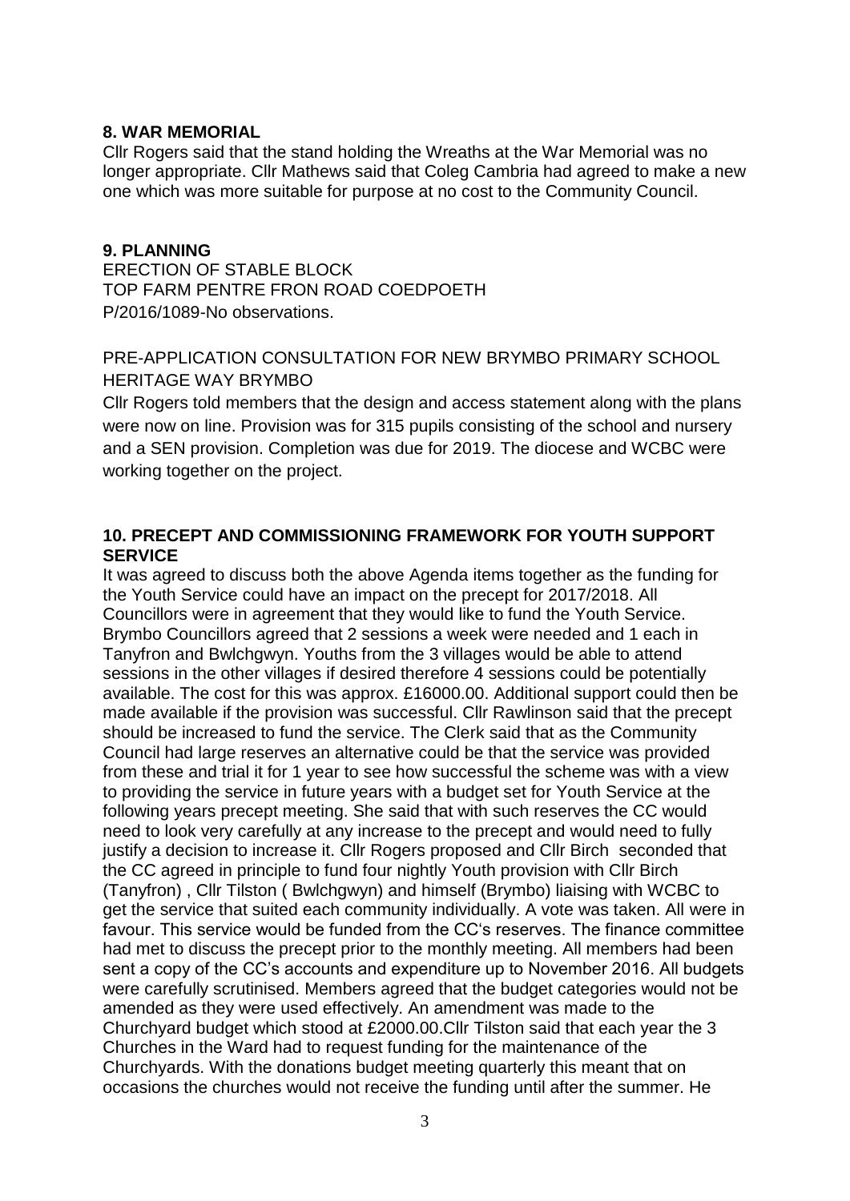## 8. WAR MEMORIAL

Cllr Rogers said that the stand holding the Wreaths at the War Memorial was no longer appropriate. Cllr Mathews said that Coleg Cambria had agreed to make a new one which was more suitable for purpose at no cost to the Community Council.

## 9. PLANNING

ERECTION OF STABLE BLOCK
TOP FARM PENTRE FRON ROAD COEDPOETH
P/2016/1089-No observations.

PRE-APPLICATION CONSULTATION FOR NEW BRYMBO PRIMARY SCHOOL HERITAGE WAY BRYMBO

Cllr Rogers told members that the design and access statement along with the plans were now on line. Provision was for 315 pupils consisting of the school and nursery and a SEN provision. Completion was due for 2019. The diocese and WCBC were working together on the project.

## 10. PRECEPT AND COMMISSIONING FRAMEWORK FOR YOUTH SUPPORT SERVICE

It was agreed to discuss both the above Agenda items together as the funding for the Youth Service could have an impact on the precept for 2017/2018. All Councillors were in agreement that they would like to fund the Youth Service. Brymbo Councillors agreed that 2 sessions a week were needed and 1 each in Tanyfron and Bwlchgwyn. Youths from the 3 villages would be able to attend sessions in the other villages if desired therefore 4 sessions could be potentially available. The cost for this was approx. £16000.00. Additional support could then be made available if the provision was successful. Cllr Rawlinson said that the precept should be increased to fund the service. The Clerk said that as the Community Council had large reserves an alternative could be that the service was provided from these and trial it for 1 year to see how successful the scheme was with a view to providing the service in future years with a budget set for Youth Service at the following years precept meeting. She said that with such reserves the CC would need to look very carefully at any increase to the precept and would need to fully justify a decision to increase it. Cllr Rogers proposed and Cllr Birch seconded that the CC agreed in principle to fund four nightly Youth provision with Cllr Birch (Tanyfron) , Cllr Tilston ( Bwlchgwyn) and himself (Brymbo) liaising with WCBC to get the service that suited each community individually. A vote was taken. All were in favour. This service would be funded from the CC's reserves. The finance committee had met to discuss the precept prior to the monthly meeting. All members had been sent a copy of the CC's accounts and expenditure up to November 2016. All budgets were carefully scrutinised. Members agreed that the budget categories would not be amended as they were used effectively. An amendment was made to the Churchyard budget which stood at £2000.00.Cllr Tilston said that each year the 3 Churches in the Ward had to request funding for the maintenance of the Churchyards. With the donations budget meeting quarterly this meant that on occasions the churches would not receive the funding until after the summer. He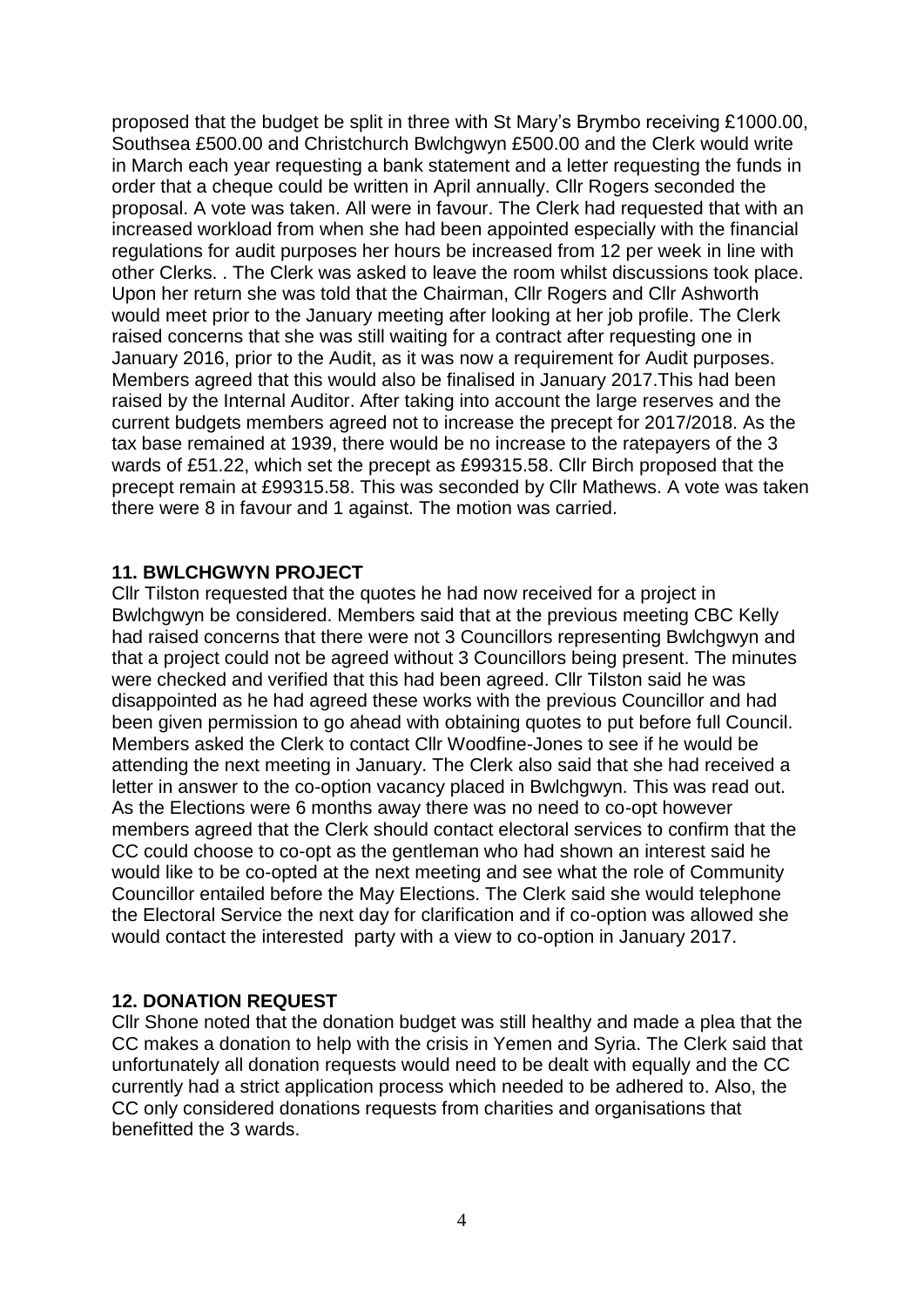proposed that the budget be split in three with St Mary's Brymbo receiving £1000.00, Southsea £500.00 and Christchurch Bwlchgwyn £500.00 and the Clerk would write in March each year requesting a bank statement and a letter requesting the funds in order that a cheque could be written in April annually. Cllr Rogers seconded the proposal. A vote was taken. All were in favour. The Clerk had requested that with an increased workload from when she had been appointed especially with the financial regulations for audit purposes her hours be increased from 12 per week in line with other Clerks. . The Clerk was asked to leave the room whilst discussions took place. Upon her return she was told that the Chairman, Cllr Rogers and Cllr Ashworth would meet prior to the January meeting after looking at her job profile. The Clerk raised concerns that she was still waiting for a contract after requesting one in January 2016, prior to the Audit, as it was now a requirement for Audit purposes. Members agreed that this would also be finalised in January 2017.This had been raised by the Internal Auditor. After taking into account the large reserves and the current budgets members agreed not to increase the precept for 2017/2018. As the tax base remained at 1939, there would be no increase to the ratepayers of the 3 wards of £51.22, which set the precept as £99315.58. Cllr Birch proposed that the precept remain at £99315.58. This was seconded by Cllr Mathews. A vote was taken there were 8 in favour and 1 against. The motion was carried.

## 11. BWLCHGWYN PROJECT

Cllr Tilston requested that the quotes he had now received for a project in Bwlchgwyn be considered. Members said that at the previous meeting CBC Kelly had raised concerns that there were not 3 Councillors representing Bwlchgwyn and that a project could not be agreed without 3 Councillors being present. The minutes were checked and verified that this had been agreed. Cllr Tilston said he was disappointed as he had agreed these works with the previous Councillor and had been given permission to go ahead with obtaining quotes to put before full Council. Members asked the Clerk to contact Cllr Woodfine-Jones to see if he would be attending the next meeting in January. The Clerk also said that she had received a letter in answer to the co-option vacancy placed in Bwlchgwyn. This was read out. As the Elections were 6 months away there was no need to co-opt however members agreed that the Clerk should contact electoral services to confirm that the CC could choose to co-opt as the gentleman who had shown an interest said he would like to be co-opted at the next meeting and see what the role of Community Councillor entailed before the May Elections. The Clerk said she would telephone the Electoral Service the next day for clarification and if co-option was allowed she would contact the interested party with a view to co-option in January 2017.

## 12. DONATION REQUEST

Cllr Shone noted that the donation budget was still healthy and made a plea that the CC makes a donation to help with the crisis in Yemen and Syria. The Clerk said that unfortunately all donation requests would need to be dealt with equally and the CC currently had a strict application process which needed to be adhered to. Also, the CC only considered donations requests from charities and organisations that benefitted the 3 wards.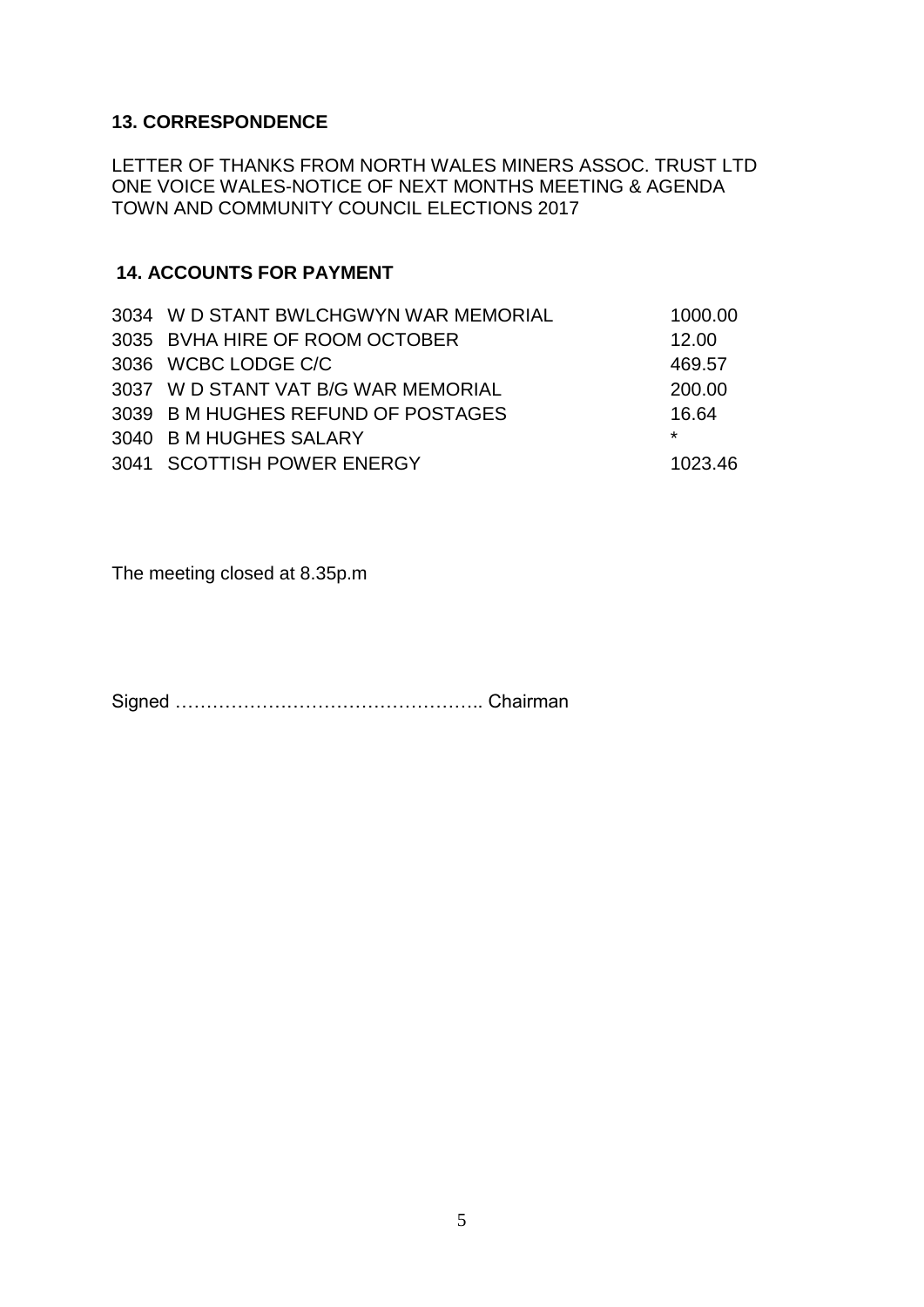## 13. CORRESPONDENCE

LETTER OF THANKS FROM NORTH WALES MINERS ASSOC. TRUST LTD
ONE VOICE WALES-NOTICE OF NEXT MONTHS MEETING & AGENDA
TOWN AND COMMUNITY COUNCIL ELECTIONS 2017

## 14. ACCOUNTS FOR PAYMENT

| | | |
|---|---|---|
| 3034 | W D STANT BWLCHGWYN WAR MEMORIAL | 1000.00 |
| 3035 | BVHA HIRE OF ROOM OCTOBER | 12.00 |
| 3036 | WCBC LODGE C/C | 469.57 |
| 3037 | W D STANT VAT B/G WAR MEMORIAL | 200.00 |
| 3039 | B M HUGHES REFUND OF POSTAGES | 16.64 |
| 3040 | B M HUGHES SALARY | * |
| 3041 | SCOTTISH POWER ENERGY | 1023.46 |

The meeting closed at 8.35p.m

Signed ………………………………………….. Chairman